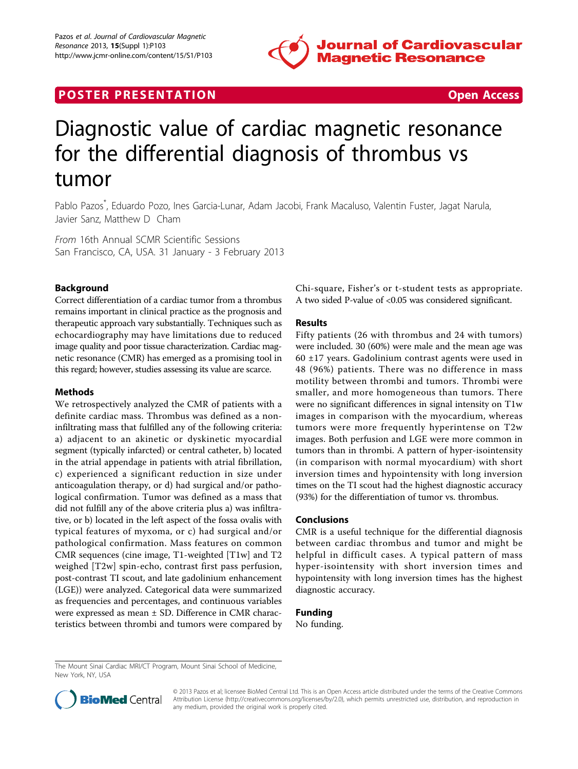POSTER PRESENTATION Open Access

# Diagnostic value of cardiac magnetic resonance for the differential diagnosis of thrombus vs tumor

Pablo Pazos*, Eduardo Pozo, Ines Garcia-Lunar, Adam Jacobi, Frank Macaluso, Valentin Fuster, Jagat Narula, Javier Sanz, Matthew D Cham

*From* 16th Annual SCMR Scientific Sessions
San Francisco, CA, USA. 31 January - 3 February 2013

## Background

Correct differentiation of a cardiac tumor from a thrombus remains important in clinical practice as the prognosis and therapeutic approach vary substantially. Techniques such as echocardiography may have limitations due to reduced image quality and poor tissue characterization. Cardiac magnetic resonance (CMR) has emerged as a promising tool in this regard; however, studies assessing its value are scarce.

## Methods

We retrospectively analyzed the CMR of patients with a definite cardiac mass. Thrombus was defined as a non-infiltrating mass that fulfilled any of the following criteria: a) adjacent to an akinetic or dyskinetic myocardial segment (typically infarcted) or central catheter, b) located in the atrial appendage in patients with atrial fibrillation, c) experienced a significant reduction in size under anticoagulation therapy, or d) had surgical and/or pathological confirmation. Tumor was defined as a mass that did not fulfill any of the above criteria plus a) was infiltrative, or b) located in the left aspect of the fossa ovalis with typical features of myxoma, or c) had surgical and/or pathological confirmation. Mass features on common CMR sequences (cine image, T1-weighted [T1w] and T2 weighed [T2w] spin-echo, contrast first pass perfusion, post-contrast TI scout, and late gadolinium enhancement (LGE)) were analyzed. Categorical data were summarized as frequencies and percentages, and continuous variables were expressed as mean ± SD. Difference in CMR characteristics between thrombi and tumors were compared by Chi-square, Fisher's or t-student tests as appropriate. A two sided P-value of <0.05 was considered significant.

## Results

Fifty patients (26 with thrombus and 24 with tumors) were included. 30 (60%) were male and the mean age was 60 ±17 years. Gadolinium contrast agents were used in 48 (96%) patients. There was no difference in mass motility between thrombi and tumors. Thrombi were smaller, and more homogeneous than tumors. There were no significant differences in signal intensity on T1w images in comparison with the myocardium, whereas tumors were more frequently hyperintense on T2w images. Both perfusion and LGE were more common in tumors than in thrombi. A pattern of hyper-isointensity (in comparison with normal myocardium) with short inversion times and hypointensity with long inversion times on the TI scout had the highest diagnostic accuracy (93%) for the differentiation of tumor vs. thrombus.

## Conclusions

CMR is a useful technique for the differential diagnosis between cardiac thrombus and tumor and might be helpful in difficult cases. A typical pattern of mass hyper-isointensity with short inversion times and hypointensity with long inversion times has the highest diagnostic accuracy.

## Funding

No funding.

The Mount Sinai Cardiac MRI/CT Program, Mount Sinai School of Medicine, New York, NY, USA

© 2013 Pazos et al; licensee BioMed Central Ltd. This is an Open Access article distributed under the terms of the Creative Commons Attribution License (http://creativecommons.org/licenses/by/2.0), which permits unrestricted use, distribution, and reproduction in any medium, provided the original work is properly cited.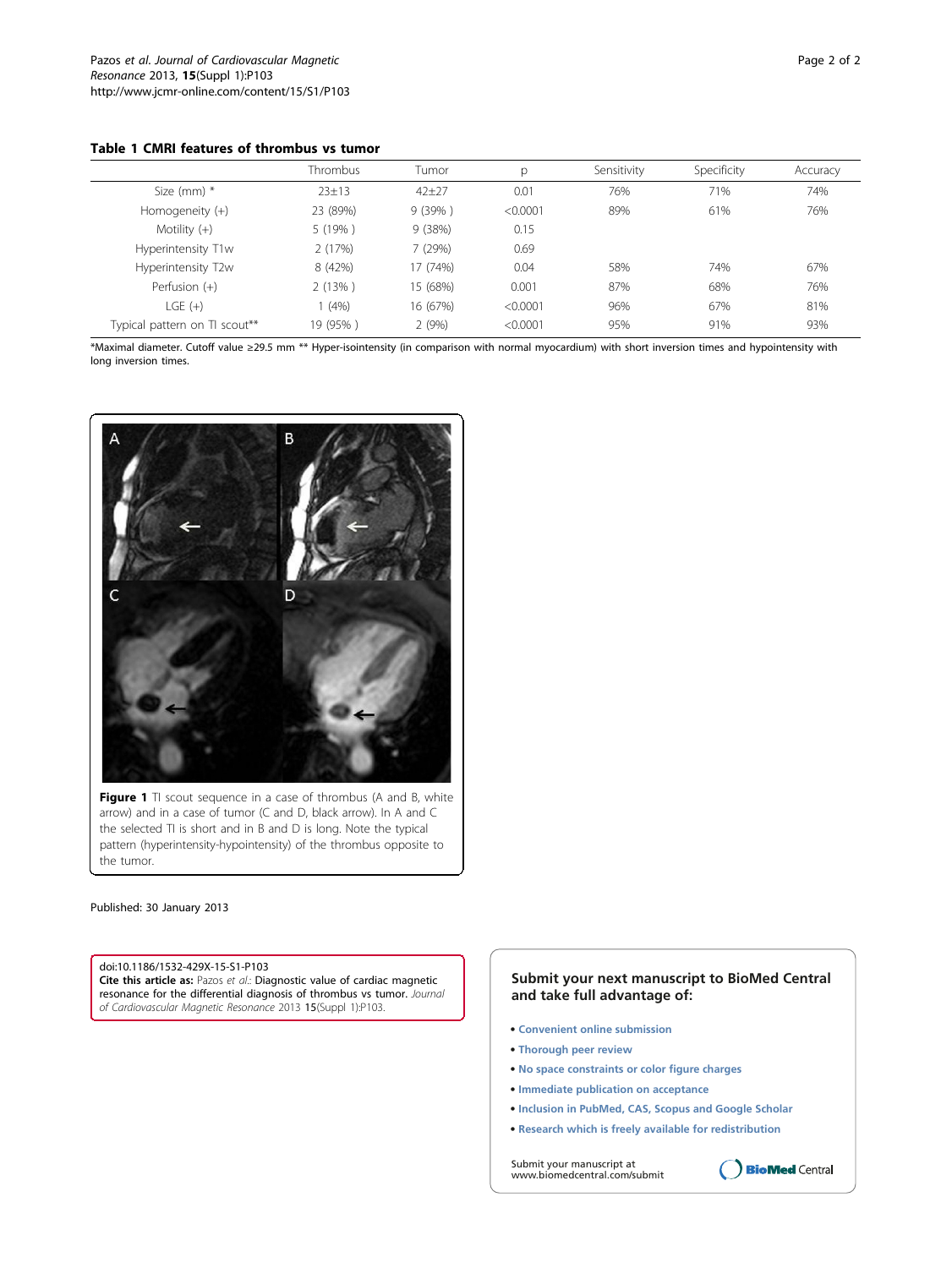**Table 1 CMRI features of thrombus vs tumor**

| | Thrombus | Tumor | p | Sensitivity | Specificity | Accuracy |
|---|---|---|---|---|---|---|
| Size (mm) * | 23±13 | 42±27 | 0.01 | 76% | 71% | 74% |
| Homogeneity (+) | 23 (89%) | 9 (39% ) | <0.0001 | 89% | 61% | 76% |
| Motility (+) | 5 (19% ) | 9 (38%) | 0.15 | | | |
| Hyperintensity T1w | 2 (17%) | 7 (29%) | 0.69 | | | |
| Hyperintensity T2w | 8 (42%) | 17 (74%) | 0.04 | 58% | 74% | 67% |
| Perfusion (+) | 2 (13% ) | 15 (68%) | 0.001 | 87% | 68% | 76% |
| LGE (+) | 1 (4%) | 16 (67%) | <0.0001 | 96% | 67% | 81% |
| Typical pattern on TI scout** | 19 (95% ) | 2 (9%) | <0.0001 | 95% | 91% | 93% |

*Maximal diameter. Cutoff value ≥29.5 mm ** Hyper-isointensity (in comparison with normal myocardium) with short inversion times and hypointensity with long inversion times.

**Figure 1** TI scout sequence in a case of thrombus (A and B, white arrow) and in a case of tumor (C and D, black arrow). In A and C the selected TI is short and in B and D is long. Note the typical pattern (hyperintensity-hypointensity) of the thrombus opposite to the tumor.

Published: 30 January 2013

doi:10.1186/1532-429X-15-S1-P103

**Cite this article as:** Pazos *et al.*: Diagnostic value of cardiac magnetic resonance for the differential diagnosis of thrombus vs tumor. *Journal of Cardiovascular Magnetic Resonance* 2013 **15**(Suppl 1):P103.

**Submit your next manuscript to BioMed Central and take full advantage of:**

- Convenient online submission
- Thorough peer review
- No space constraints or color figure charges
- Immediate publication on acceptance
- Inclusion in PubMed, CAS, Scopus and Google Scholar
- Research which is freely available for redistribution

Submit your manuscript at www.biomedcentral.com/submit